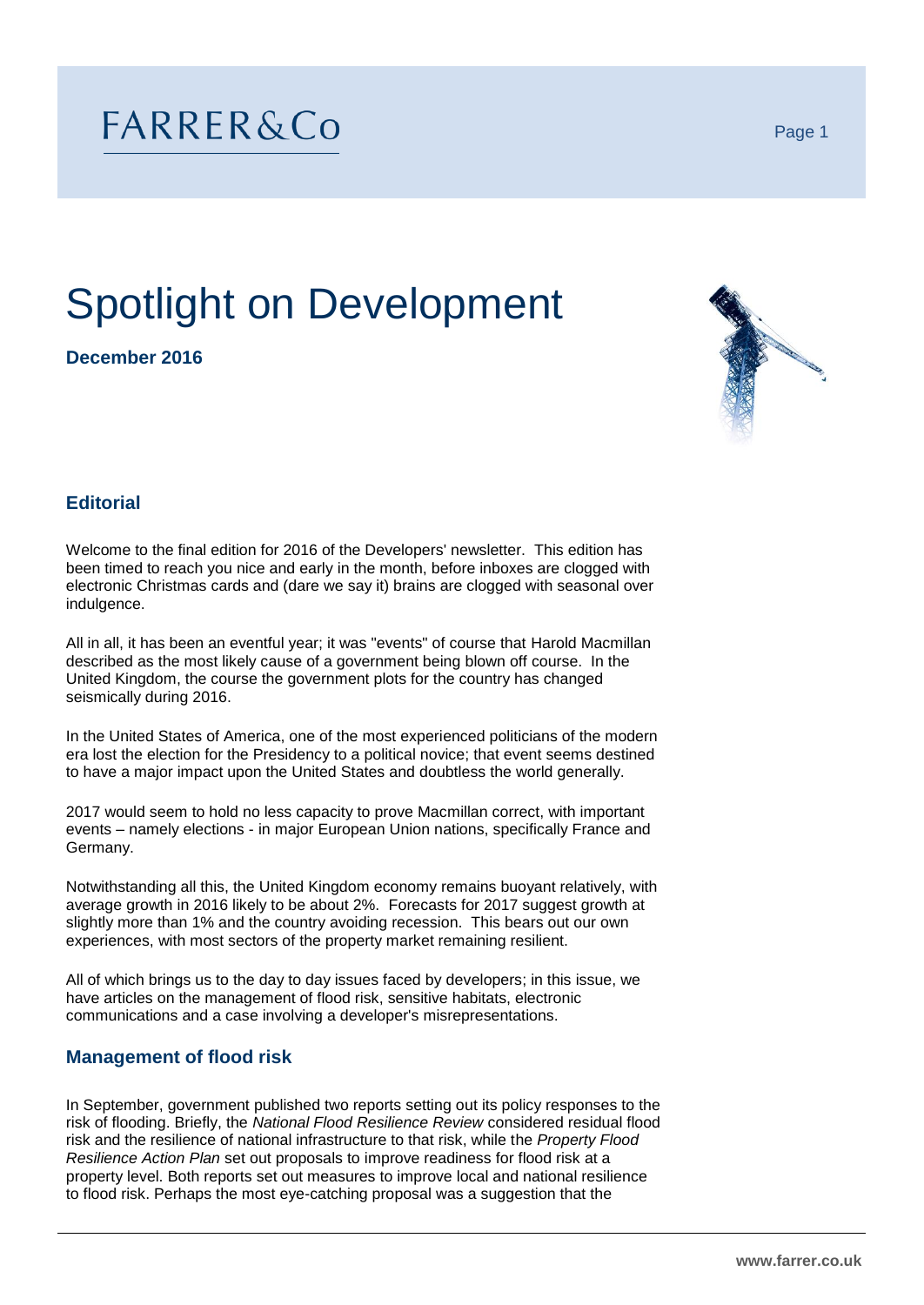FARRER&Co

# Spotlight on Development

**December 2016**

## Editorial

Welcome to the final edition for 2016 of the Developers' newsletter. This edition has been timed to reach you nice and early in the month, before inboxes are clogged with electronic Christmas cards and (dare we say it) brains are clogged with seasonal over indulgence.

All in all, it has been an eventful year; it was "events" of course that Harold Macmillan described as the most likely cause of a government being blown off course. In the United Kingdom, the course the government plots for the country has changed seismically during 2016.

In the United States of America, one of the most experienced politicians of the modern era lost the election for the Presidency to a political novice; that event seems destined to have a major impact upon the United States and doubtless the world generally.

2017 would seem to hold no less capacity to prove Macmillan correct, with important events – namely elections - in major European Union nations, specifically France and Germany.

Notwithstanding all this, the United Kingdom economy remains buoyant relatively, with average growth in 2016 likely to be about 2%. Forecasts for 2017 suggest growth at slightly more than 1% and the country avoiding recession. This bears out our own experiences, with most sectors of the property market remaining resilient.

All of which brings us to the day to day issues faced by developers; in this issue, we have articles on the management of flood risk, sensitive habitats, electronic communications and a case involving a developer's misrepresentations.

## Management of flood risk

In September, government published two reports setting out its policy responses to the risk of flooding. Briefly, the *National Flood Resilience Review* considered residual flood risk and the resilience of national infrastructure to that risk, while the *Property Flood Resilience Action Plan* set out proposals to improve readiness for flood risk at a property level. Both reports set out measures to improve local and national resilience to flood risk. Perhaps the most eye-catching proposal was a suggestion that the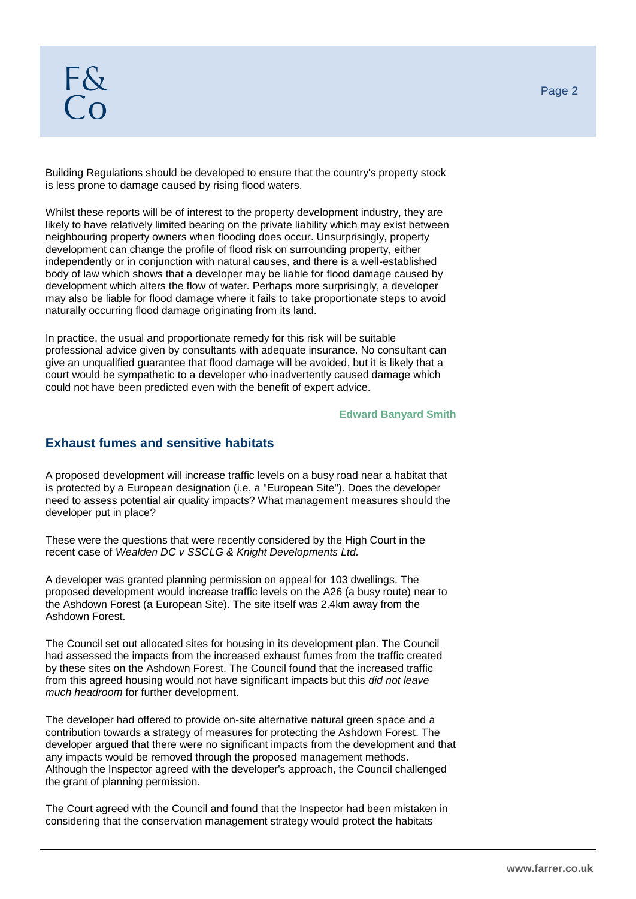Building Regulations should be developed to ensure that the country's property stock is less prone to damage caused by rising flood waters.

Whilst these reports will be of interest to the property development industry, they are likely to have relatively limited bearing on the private liability which may exist between neighbouring property owners when flooding does occur. Unsurprisingly, property development can change the profile of flood risk on surrounding property, either independently or in conjunction with natural causes, and there is a well-established body of law which shows that a developer may be liable for flood damage caused by development which alters the flow of water. Perhaps more surprisingly, a developer may also be liable for flood damage where it fails to take proportionate steps to avoid naturally occurring flood damage originating from its land.

In practice, the usual and proportionate remedy for this risk will be suitable professional advice given by consultants with adequate insurance. No consultant can give an unqualified guarantee that flood damage will be avoided, but it is likely that a court would be sympathetic to a developer who inadvertently caused damage which could not have been predicted even with the benefit of expert advice.

**Edward Banyard Smith**

## Exhaust fumes and sensitive habitats

A proposed development will increase traffic levels on a busy road near a habitat that is protected by a European designation (i.e. a "European Site"). Does the developer need to assess potential air quality impacts? What management measures should the developer put in place?

These were the questions that were recently considered by the High Court in the recent case of *Wealden DC v SSCLG & Knight Developments Ltd*.

A developer was granted planning permission on appeal for 103 dwellings. The proposed development would increase traffic levels on the A26 (a busy route) near to the Ashdown Forest (a European Site). The site itself was 2.4km away from the Ashdown Forest.

The Council set out allocated sites for housing in its development plan. The Council had assessed the impacts from the increased exhaust fumes from the traffic created by these sites on the Ashdown Forest. The Council found that the increased traffic from this agreed housing would not have significant impacts but this *did not leave much headroom* for further development.

The developer had offered to provide on-site alternative natural green space and a contribution towards a strategy of measures for protecting the Ashdown Forest. The developer argued that there were no significant impacts from the development and that any impacts would be removed through the proposed management methods. Although the Inspector agreed with the developer's approach, the Council challenged the grant of planning permission.

The Court agreed with the Council and found that the Inspector had been mistaken in considering that the conservation management strategy would protect the habitats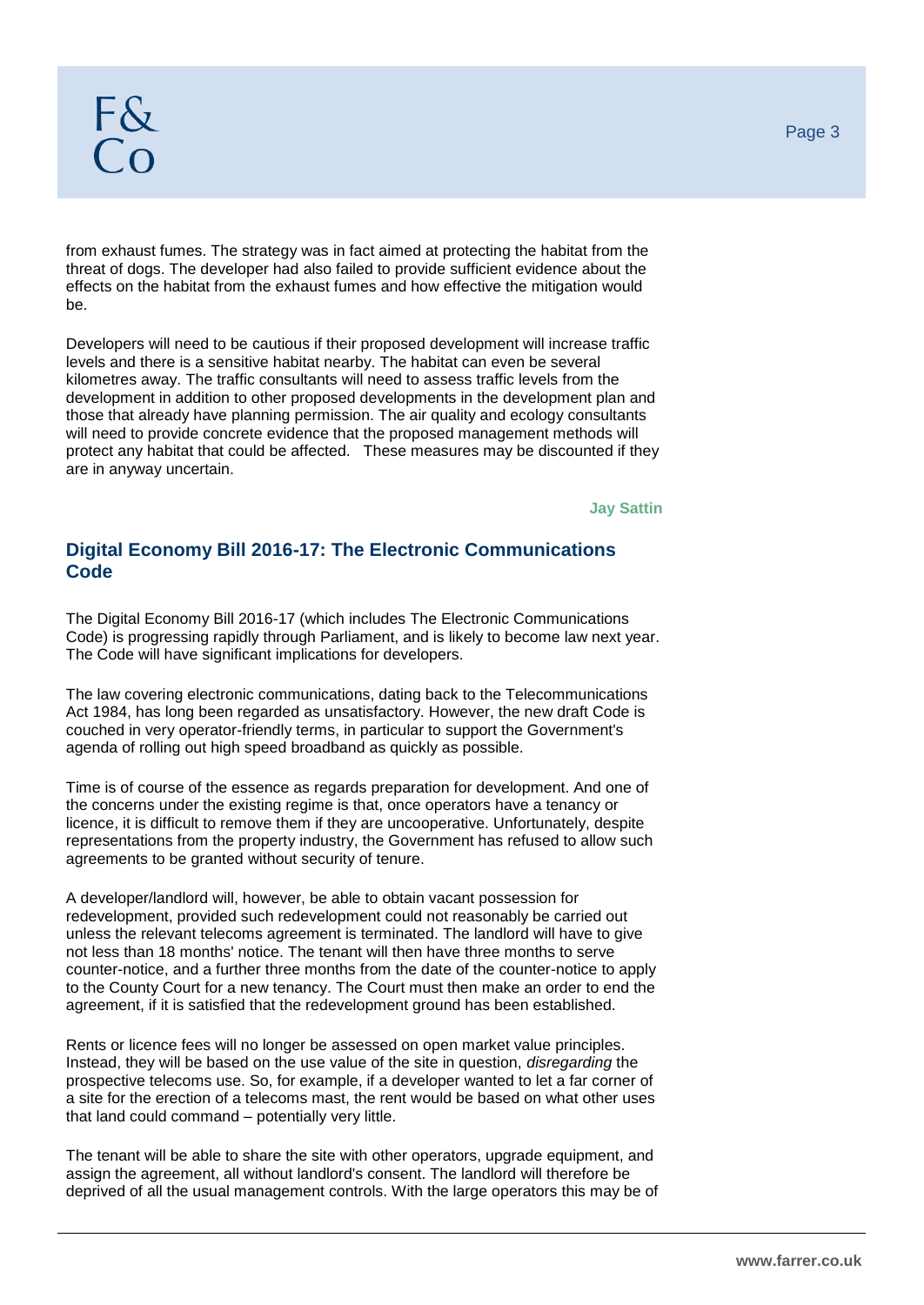from exhaust fumes. The strategy was in fact aimed at protecting the habitat from the threat of dogs. The developer had also failed to provide sufficient evidence about the effects on the habitat from the exhaust fumes and how effective the mitigation would be.

Developers will need to be cautious if their proposed development will increase traffic levels and there is a sensitive habitat nearby. The habitat can even be several kilometres away. The traffic consultants will need to assess traffic levels from the development in addition to other proposed developments in the development plan and those that already have planning permission. The air quality and ecology consultants will need to provide concrete evidence that the proposed management methods will protect any habitat that could be affected. These measures may be discounted if they are in anyway uncertain.

**Jay Sattin**

## Digital Economy Bill 2016-17: The Electronic Communications Code

The Digital Economy Bill 2016-17 (which includes The Electronic Communications Code) is progressing rapidly through Parliament, and is likely to become law next year. The Code will have significant implications for developers.

The law covering electronic communications, dating back to the Telecommunications Act 1984, has long been regarded as unsatisfactory. However, the new draft Code is couched in very operator-friendly terms, in particular to support the Government's agenda of rolling out high speed broadband as quickly as possible.

Time is of course of the essence as regards preparation for development. And one of the concerns under the existing regime is that, once operators have a tenancy or licence, it is difficult to remove them if they are uncooperative. Unfortunately, despite representations from the property industry, the Government has refused to allow such agreements to be granted without security of tenure.

A developer/landlord will, however, be able to obtain vacant possession for redevelopment, provided such redevelopment could not reasonably be carried out unless the relevant telecoms agreement is terminated. The landlord will have to give not less than 18 months' notice. The tenant will then have three months to serve counter-notice, and a further three months from the date of the counter-notice to apply to the County Court for a new tenancy. The Court must then make an order to end the agreement, if it is satisfied that the redevelopment ground has been established.

Rents or licence fees will no longer be assessed on open market value principles. Instead, they will be based on the use value of the site in question, *disregarding* the prospective telecoms use. So, for example, if a developer wanted to let a far corner of a site for the erection of a telecoms mast, the rent would be based on what other uses that land could command – potentially very little.

The tenant will be able to share the site with other operators, upgrade equipment, and assign the agreement, all without landlord's consent. The landlord will therefore be deprived of all the usual management controls. With the large operators this may be of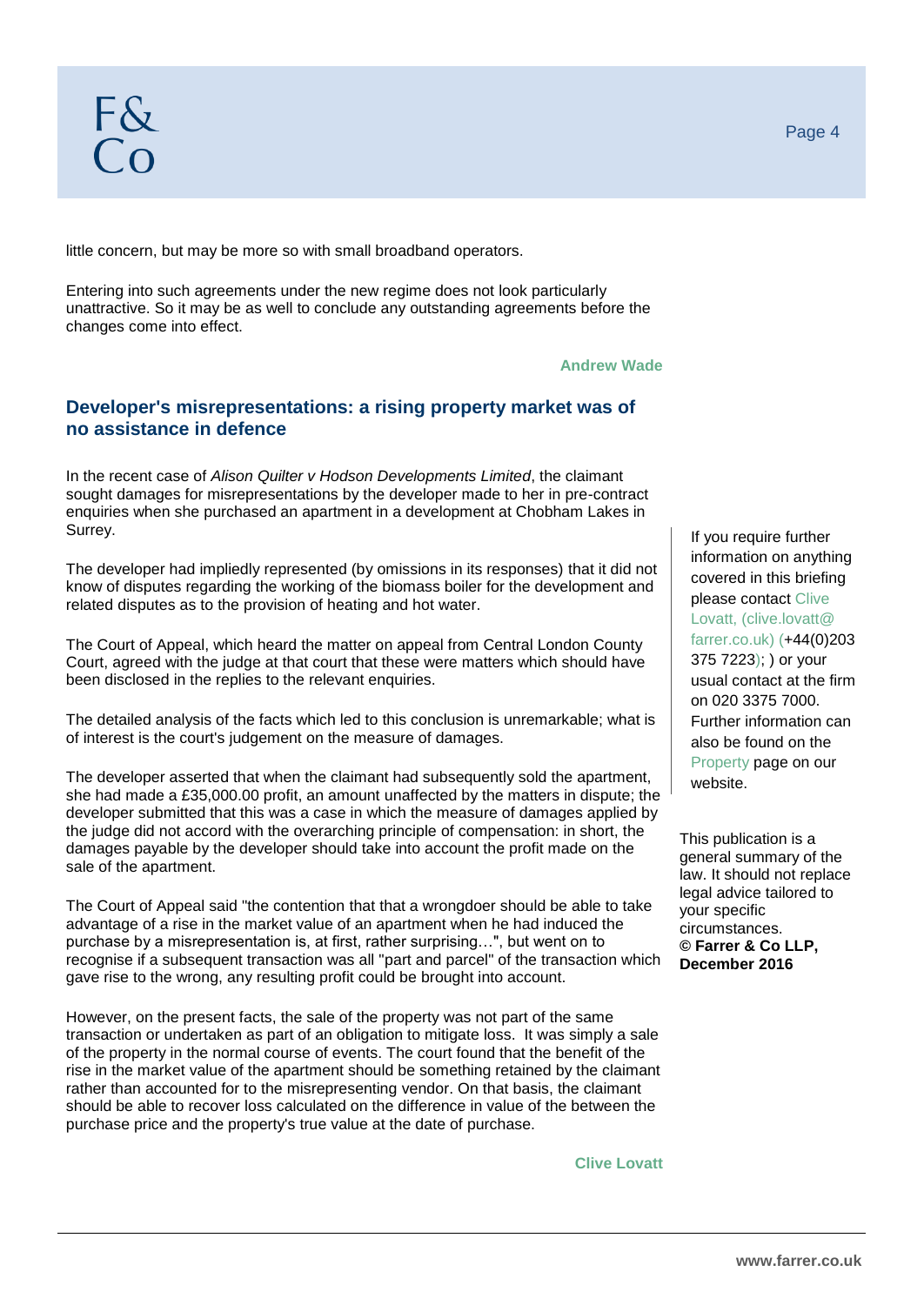little concern, but may be more so with small broadband operators.

Entering into such agreements under the new regime does not look particularly unattractive. So it may be as well to conclude any outstanding agreements before the changes come into effect.

**Andrew Wade**

## Developer's misrepresentations: a rising property market was of no assistance in defence

In the recent case of *Alison Quilter v Hodson Developments Limited*, the claimant sought damages for misrepresentations by the developer made to her in pre-contract enquiries when she purchased an apartment in a development at Chobham Lakes in Surrey.

The developer had impliedly represented (by omissions in its responses) that it did not know of disputes regarding the working of the biomass boiler for the development and related disputes as to the provision of heating and hot water.

The Court of Appeal, which heard the matter on appeal from Central London County Court, agreed with the judge at that court that these were matters which should have been disclosed in the replies to the relevant enquiries.

The detailed analysis of the facts which led to this conclusion is unremarkable; what is of interest is the court's judgement on the measure of damages.

The developer asserted that when the claimant had subsequently sold the apartment, she had made a £35,000.00 profit, an amount unaffected by the matters in dispute; the developer submitted that this was a case in which the measure of damages applied by the judge did not accord with the overarching principle of compensation: in short, the damages payable by the developer should take into account the profit made on the sale of the apartment.

The Court of Appeal said "the contention that that a wrongdoer should be able to take advantage of a rise in the market value of an apartment when he had induced the purchase by a misrepresentation is, at first, rather surprising…", but went on to recognise if a subsequent transaction was all "part and parcel" of the transaction which gave rise to the wrong, any resulting profit could be brought into account.

However, on the present facts, the sale of the property was not part of the same transaction or undertaken as part of an obligation to mitigate loss. It was simply a sale of the property in the normal course of events. The court found that the benefit of the rise in the market value of the apartment should be something retained by the claimant rather than accounted for to the misrepresenting vendor. On that basis, the claimant should be able to recover loss calculated on the difference in value of the between the purchase price and the property's true value at the date of purchase.

**Clive Lovatt**

If you require further information on anything covered in this briefing please contact Clive Lovatt, (clive.lovatt@farrer.co.uk) (+44(0)203 375 7223); ) or your usual contact at the firm on 020 3375 7000. Further information can also be found on the Property page on our website.

This publication is a general summary of the law. It should not replace legal advice tailored to your specific circumstances.
**© Farrer & Co LLP, December 2016**